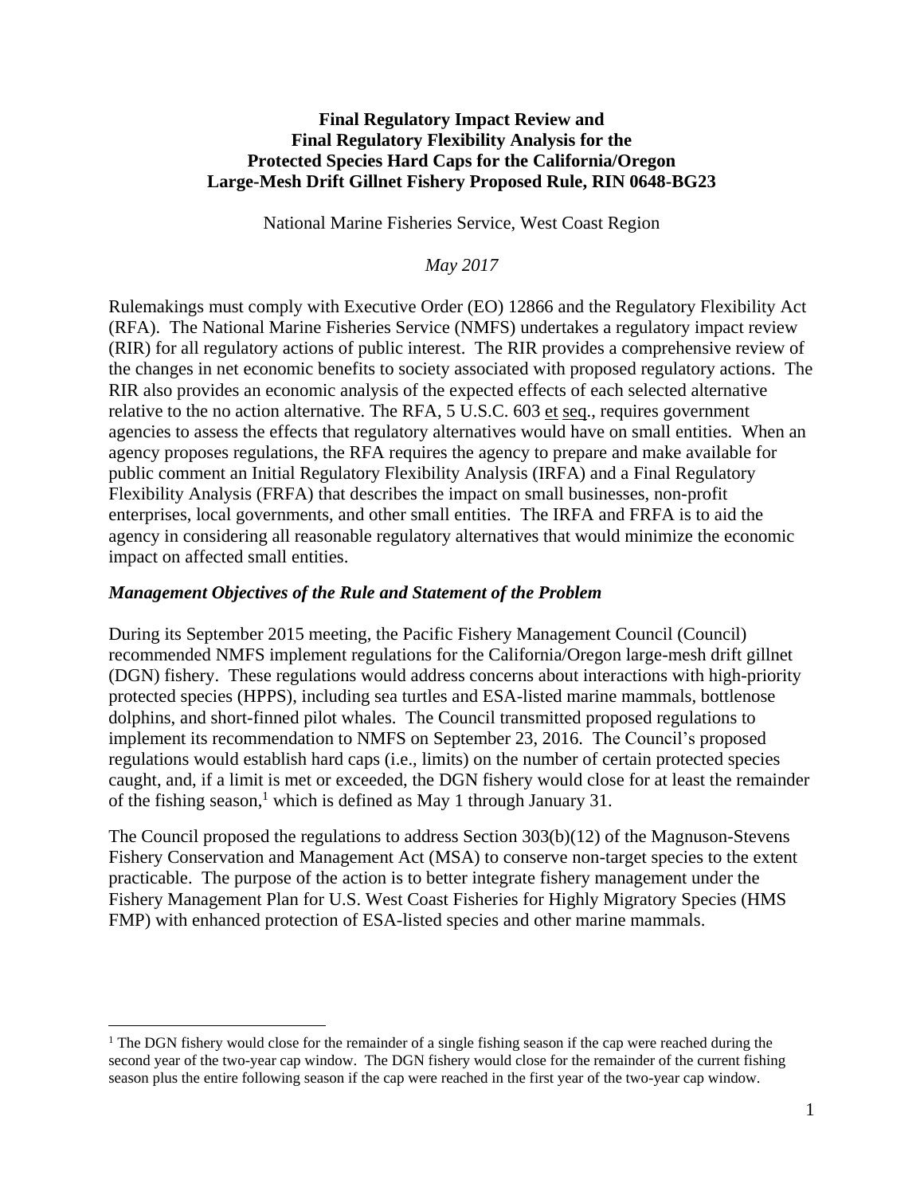**Final Regulatory Impact Review and**
**Final Regulatory Flexibility Analysis for the**
**Protected Species Hard Caps for the California/Oregon**
**Large-Mesh Drift Gillnet Fishery Proposed Rule, RIN 0648-BG23**

National Marine Fisheries Service, West Coast Region

*May 2017*

Rulemakings must comply with Executive Order (EO) 12866 and the Regulatory Flexibility Act (RFA). The National Marine Fisheries Service (NMFS) undertakes a regulatory impact review (RIR) for all regulatory actions of public interest. The RIR provides a comprehensive review of the changes in net economic benefits to society associated with proposed regulatory actions. The RIR also provides an economic analysis of the expected effects of each selected alternative relative to the no action alternative. The RFA, 5 U.S.C. 603 et seq., requires government agencies to assess the effects that regulatory alternatives would have on small entities. When an agency proposes regulations, the RFA requires the agency to prepare and make available for public comment an Initial Regulatory Flexibility Analysis (IRFA) and a Final Regulatory Flexibility Analysis (FRFA) that describes the impact on small businesses, non-profit enterprises, local governments, and other small entities. The IRFA and FRFA is to aid the agency in considering all reasonable regulatory alternatives that would minimize the economic impact on affected small entities.

### *Management Objectives of the Rule and Statement of the Problem*

During its September 2015 meeting, the Pacific Fishery Management Council (Council) recommended NMFS implement regulations for the California/Oregon large-mesh drift gillnet (DGN) fishery. These regulations would address concerns about interactions with high-priority protected species (HPPS), including sea turtles and ESA-listed marine mammals, bottlenose dolphins, and short-finned pilot whales. The Council transmitted proposed regulations to implement its recommendation to NMFS on September 23, 2016. The Council's proposed regulations would establish hard caps (i.e., limits) on the number of certain protected species caught, and, if a limit is met or exceeded, the DGN fishery would close for at least the remainder of the fishing season,[1] which is defined as May 1 through January 31.

The Council proposed the regulations to address Section 303(b)(12) of the Magnuson-Stevens Fishery Conservation and Management Act (MSA) to conserve non-target species to the extent practicable. The purpose of the action is to better integrate fishery management under the Fishery Management Plan for U.S. West Coast Fisheries for Highly Migratory Species (HMS FMP) with enhanced protection of ESA-listed species and other marine mammals.

[1] The DGN fishery would close for the remainder of a single fishing season if the cap were reached during the second year of the two-year cap window. The DGN fishery would close for the remainder of the current fishing season plus the entire following season if the cap were reached in the first year of the two-year cap window.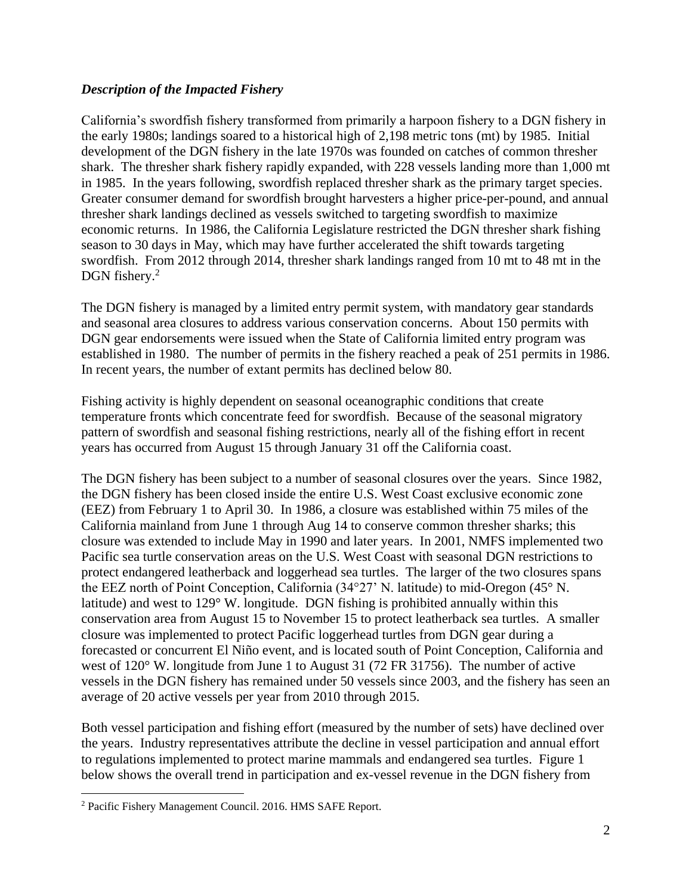### *Description of the Impacted Fishery*

California's swordfish fishery transformed from primarily a harpoon fishery to a DGN fishery in the early 1980s; landings soared to a historical high of 2,198 metric tons (mt) by 1985. Initial development of the DGN fishery in the late 1970s was founded on catches of common thresher shark. The thresher shark fishery rapidly expanded, with 228 vessels landing more than 1,000 mt in 1985. In the years following, swordfish replaced thresher shark as the primary target species. Greater consumer demand for swordfish brought harvesters a higher price-per-pound, and annual thresher shark landings declined as vessels switched to targeting swordfish to maximize economic returns. In 1986, the California Legislature restricted the DGN thresher shark fishing season to 30 days in May, which may have further accelerated the shift towards targeting swordfish. From 2012 through 2014, thresher shark landings ranged from 10 mt to 48 mt in the DGN fishery.[2]

The DGN fishery is managed by a limited entry permit system, with mandatory gear standards and seasonal area closures to address various conservation concerns. About 150 permits with DGN gear endorsements were issued when the State of California limited entry program was established in 1980. The number of permits in the fishery reached a peak of 251 permits in 1986. In recent years, the number of extant permits has declined below 80.

Fishing activity is highly dependent on seasonal oceanographic conditions that create temperature fronts which concentrate feed for swordfish. Because of the seasonal migratory pattern of swordfish and seasonal fishing restrictions, nearly all of the fishing effort in recent years has occurred from August 15 through January 31 off the California coast.

The DGN fishery has been subject to a number of seasonal closures over the years. Since 1982, the DGN fishery has been closed inside the entire U.S. West Coast exclusive economic zone (EEZ) from February 1 to April 30. In 1986, a closure was established within 75 miles of the California mainland from June 1 through Aug 14 to conserve common thresher sharks; this closure was extended to include May in 1990 and later years. In 2001, NMFS implemented two Pacific sea turtle conservation areas on the U.S. West Coast with seasonal DGN restrictions to protect endangered leatherback and loggerhead sea turtles. The larger of the two closures spans the EEZ north of Point Conception, California (34°27' N. latitude) to mid-Oregon (45° N. latitude) and west to 129° W. longitude. DGN fishing is prohibited annually within this conservation area from August 15 to November 15 to protect leatherback sea turtles. A smaller closure was implemented to protect Pacific loggerhead turtles from DGN gear during a forecasted or concurrent El Niño event, and is located south of Point Conception, California and west of 120° W. longitude from June 1 to August 31 (72 FR 31756). The number of active vessels in the DGN fishery has remained under 50 vessels since 2003, and the fishery has seen an average of 20 active vessels per year from 2010 through 2015.

Both vessel participation and fishing effort (measured by the number of sets) have declined over the years. Industry representatives attribute the decline in vessel participation and annual effort to regulations implemented to protect marine mammals and endangered sea turtles. Figure 1 below shows the overall trend in participation and ex-vessel revenue in the DGN fishery from

[2] Pacific Fishery Management Council. 2016. HMS SAFE Report.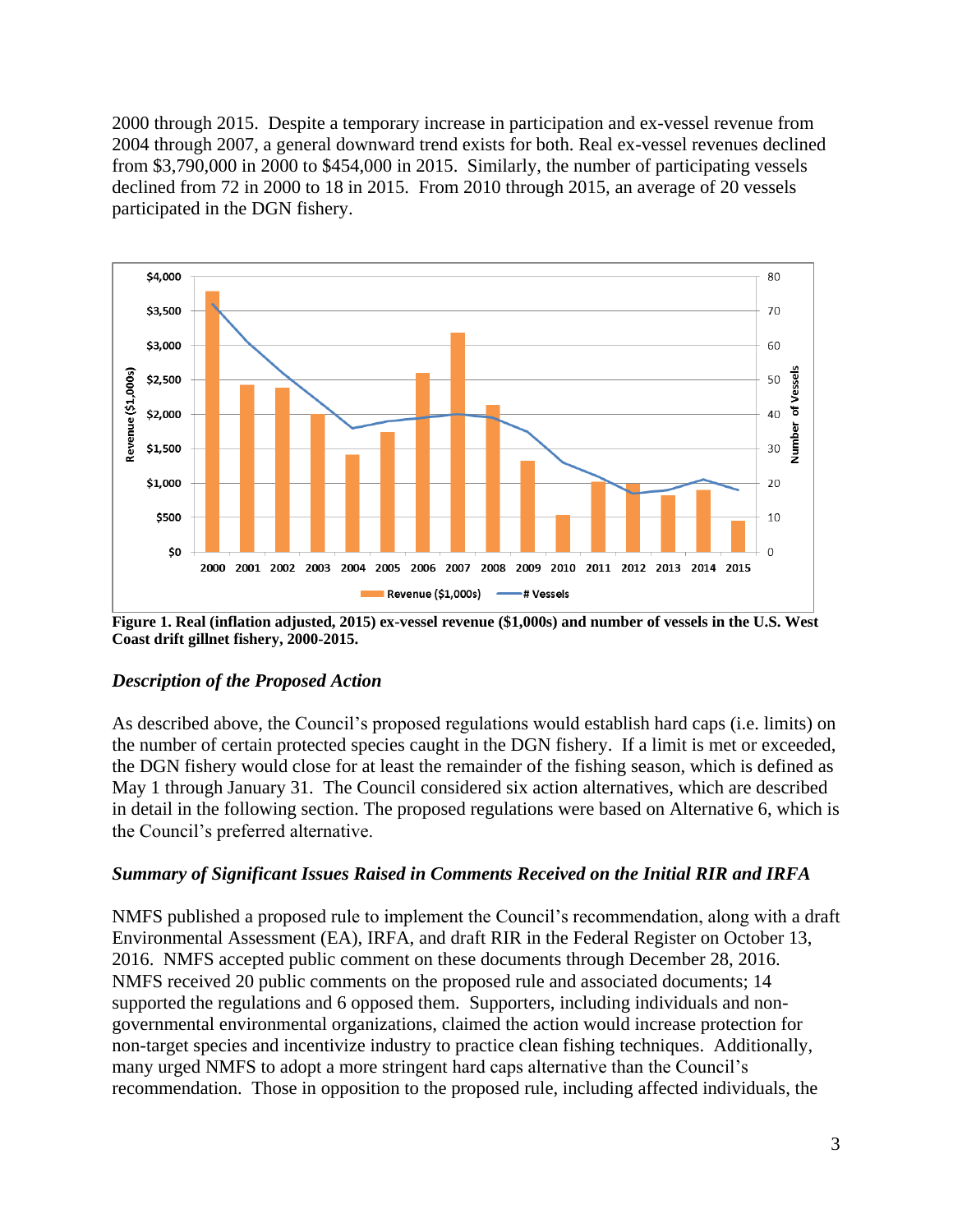2000 through 2015. Despite a temporary increase in participation and ex-vessel revenue from 2004 through 2007, a general downward trend exists for both. Real ex-vessel revenues declined from $3,790,000 in 2000 to $454,000 in 2015. Similarly, the number of participating vessels declined from 72 in 2000 to 18 in 2015. From 2010 through 2015, an average of 20 vessels participated in the DGN fishery.

**Figure 1. Real (inflation adjusted, 2015) ex-vessel revenue ($1,000s) and number of vessels in the U.S. West Coast drift gillnet fishery, 2000-2015.**

### *Description of the Proposed Action*

As described above, the Council's proposed regulations would establish hard caps (i.e. limits) on the number of certain protected species caught in the DGN fishery. If a limit is met or exceeded, the DGN fishery would close for at least the remainder of the fishing season, which is defined as May 1 through January 31. The Council considered six action alternatives, which are described in detail in the following section. The proposed regulations were based on Alternative 6, which is the Council's preferred alternative.

### *Summary of Significant Issues Raised in Comments Received on the Initial RIR and IRFA*

NMFS published a proposed rule to implement the Council's recommendation, along with a draft Environmental Assessment (EA), IRFA, and draft RIR in the Federal Register on October 13, 2016. NMFS accepted public comment on these documents through December 28, 2016. NMFS received 20 public comments on the proposed rule and associated documents; 14 supported the regulations and 6 opposed them. Supporters, including individuals and non-governmental environmental organizations, claimed the action would increase protection for non-target species and incentivize industry to practice clean fishing techniques. Additionally, many urged NMFS to adopt a more stringent hard caps alternative than the Council's recommendation. Those in opposition to the proposed rule, including affected individuals, the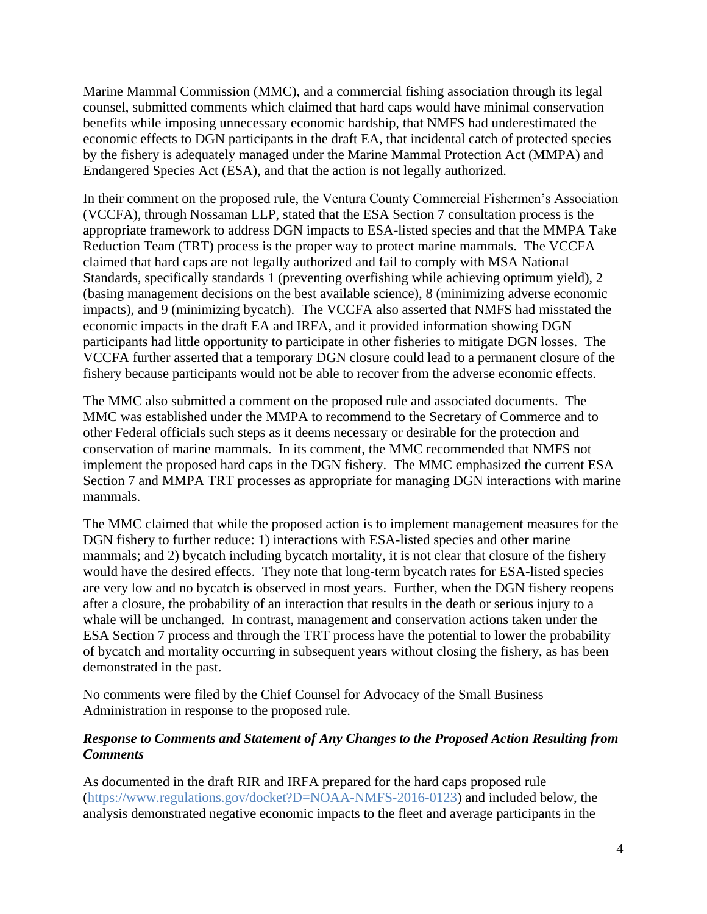Marine Mammal Commission (MMC), and a commercial fishing association through its legal counsel, submitted comments which claimed that hard caps would have minimal conservation benefits while imposing unnecessary economic hardship, that NMFS had underestimated the economic effects to DGN participants in the draft EA, that incidental catch of protected species by the fishery is adequately managed under the Marine Mammal Protection Act (MMPA) and Endangered Species Act (ESA), and that the action is not legally authorized.

In their comment on the proposed rule, the Ventura County Commercial Fishermen's Association (VCCFA), through Nossaman LLP, stated that the ESA Section 7 consultation process is the appropriate framework to address DGN impacts to ESA-listed species and that the MMPA Take Reduction Team (TRT) process is the proper way to protect marine mammals. The VCCFA claimed that hard caps are not legally authorized and fail to comply with MSA National Standards, specifically standards 1 (preventing overfishing while achieving optimum yield), 2 (basing management decisions on the best available science), 8 (minimizing adverse economic impacts), and 9 (minimizing bycatch). The VCCFA also asserted that NMFS had misstated the economic impacts in the draft EA and IRFA, and it provided information showing DGN participants had little opportunity to participate in other fisheries to mitigate DGN losses. The VCCFA further asserted that a temporary DGN closure could lead to a permanent closure of the fishery because participants would not be able to recover from the adverse economic effects.

The MMC also submitted a comment on the proposed rule and associated documents. The MMC was established under the MMPA to recommend to the Secretary of Commerce and to other Federal officials such steps as it deems necessary or desirable for the protection and conservation of marine mammals. In its comment, the MMC recommended that NMFS not implement the proposed hard caps in the DGN fishery. The MMC emphasized the current ESA Section 7 and MMPA TRT processes as appropriate for managing DGN interactions with marine mammals.

The MMC claimed that while the proposed action is to implement management measures for the DGN fishery to further reduce: 1) interactions with ESA-listed species and other marine mammals; and 2) bycatch including bycatch mortality, it is not clear that closure of the fishery would have the desired effects. They note that long-term bycatch rates for ESA-listed species are very low and no bycatch is observed in most years. Further, when the DGN fishery reopens after a closure, the probability of an interaction that results in the death or serious injury to a whale will be unchanged. In contrast, management and conservation actions taken under the ESA Section 7 process and through the TRT process have the potential to lower the probability of bycatch and mortality occurring in subsequent years without closing the fishery, as has been demonstrated in the past.

No comments were filed by the Chief Counsel for Advocacy of the Small Business Administration in response to the proposed rule.

***Response to Comments and Statement of Any Changes to the Proposed Action Resulting from Comments***

As documented in the draft RIR and IRFA prepared for the hard caps proposed rule (https://www.regulations.gov/docket?D=NOAA-NMFS-2016-0123) and included below, the analysis demonstrated negative economic impacts to the fleet and average participants in the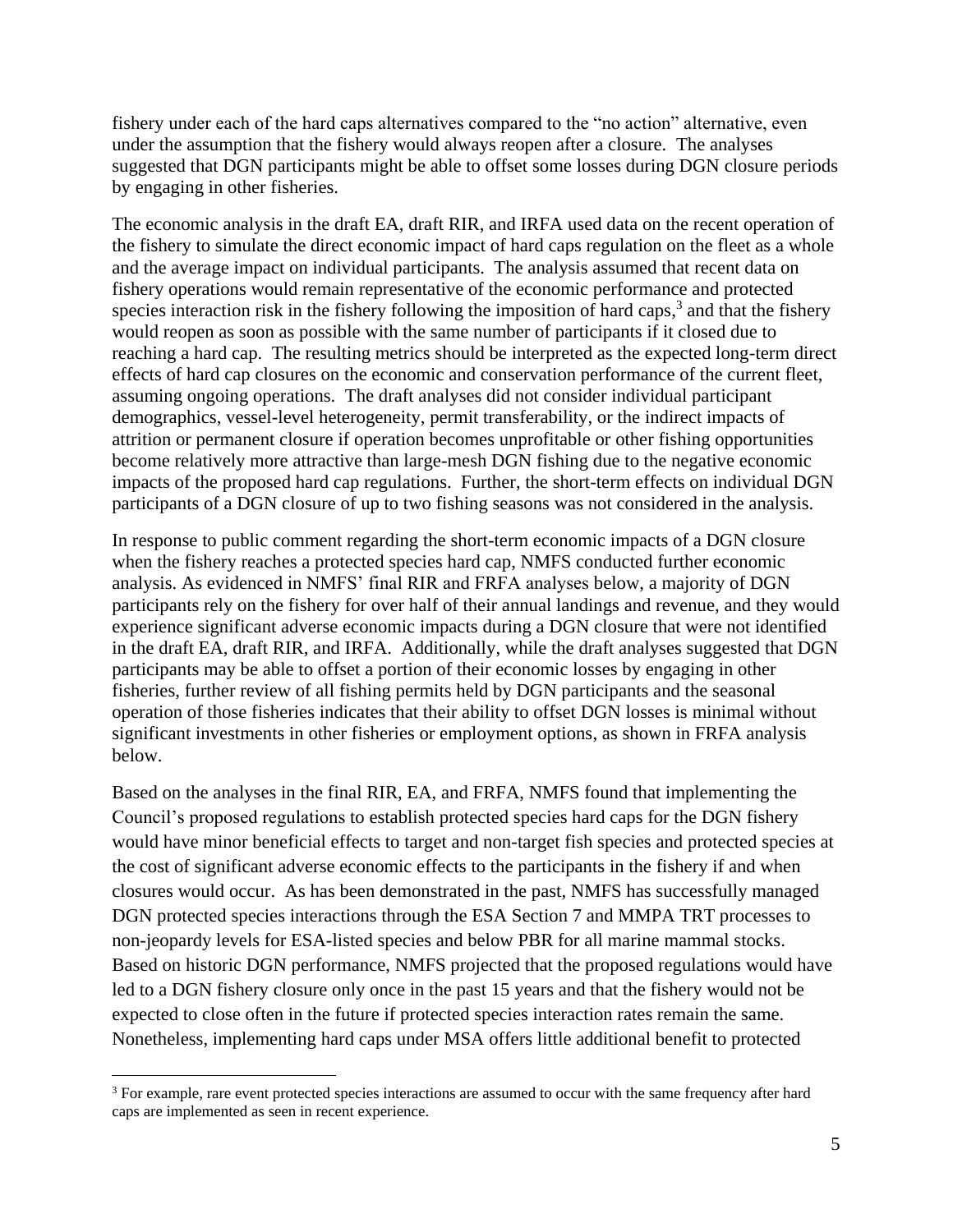fishery under each of the hard caps alternatives compared to the "no action" alternative, even under the assumption that the fishery would always reopen after a closure. The analyses suggested that DGN participants might be able to offset some losses during DGN closure periods by engaging in other fisheries.

The economic analysis in the draft EA, draft RIR, and IRFA used data on the recent operation of the fishery to simulate the direct economic impact of hard caps regulation on the fleet as a whole and the average impact on individual participants. The analysis assumed that recent data on fishery operations would remain representative of the economic performance and protected species interaction risk in the fishery following the imposition of hard caps,[3] and that the fishery would reopen as soon as possible with the same number of participants if it closed due to reaching a hard cap. The resulting metrics should be interpreted as the expected long-term direct effects of hard cap closures on the economic and conservation performance of the current fleet, assuming ongoing operations. The draft analyses did not consider individual participant demographics, vessel-level heterogeneity, permit transferability, or the indirect impacts of attrition or permanent closure if operation becomes unprofitable or other fishing opportunities become relatively more attractive than large-mesh DGN fishing due to the negative economic impacts of the proposed hard cap regulations. Further, the short-term effects on individual DGN participants of a DGN closure of up to two fishing seasons was not considered in the analysis.

In response to public comment regarding the short-term economic impacts of a DGN closure when the fishery reaches a protected species hard cap, NMFS conducted further economic analysis. As evidenced in NMFS' final RIR and FRFA analyses below, a majority of DGN participants rely on the fishery for over half of their annual landings and revenue, and they would experience significant adverse economic impacts during a DGN closure that were not identified in the draft EA, draft RIR, and IRFA. Additionally, while the draft analyses suggested that DGN participants may be able to offset a portion of their economic losses by engaging in other fisheries, further review of all fishing permits held by DGN participants and the seasonal operation of those fisheries indicates that their ability to offset DGN losses is minimal without significant investments in other fisheries or employment options, as shown in FRFA analysis below.

Based on the analyses in the final RIR, EA, and FRFA, NMFS found that implementing the Council's proposed regulations to establish protected species hard caps for the DGN fishery would have minor beneficial effects to target and non-target fish species and protected species at the cost of significant adverse economic effects to the participants in the fishery if and when closures would occur. As has been demonstrated in the past, NMFS has successfully managed DGN protected species interactions through the ESA Section 7 and MMPA TRT processes to non-jeopardy levels for ESA-listed species and below PBR for all marine mammal stocks. Based on historic DGN performance, NMFS projected that the proposed regulations would have led to a DGN fishery closure only once in the past 15 years and that the fishery would not be expected to close often in the future if protected species interaction rates remain the same. Nonetheless, implementing hard caps under MSA offers little additional benefit to protected

[3] For example, rare event protected species interactions are assumed to occur with the same frequency after hard caps are implemented as seen in recent experience.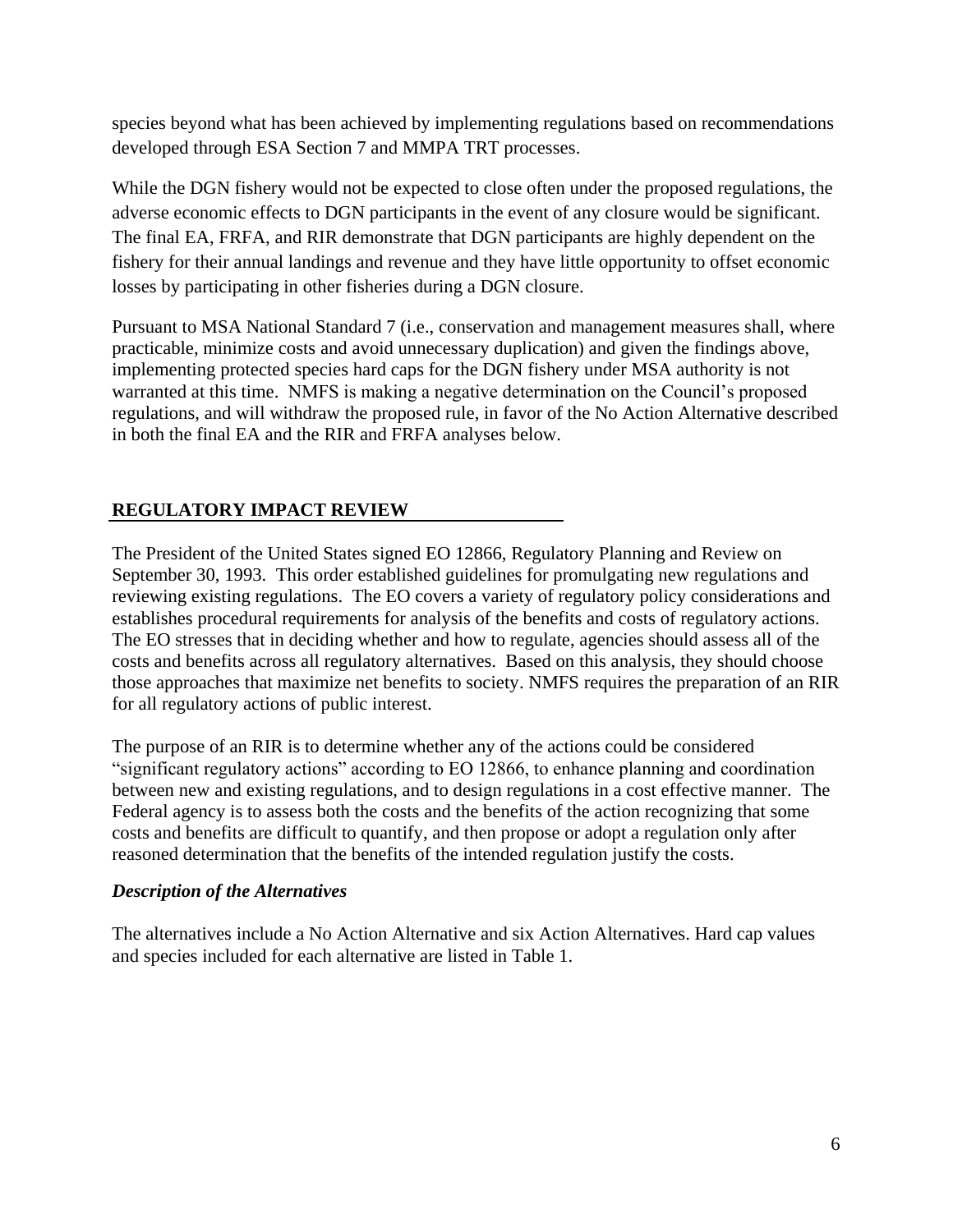species beyond what has been achieved by implementing regulations based on recommendations developed through ESA Section 7 and MMPA TRT processes.

While the DGN fishery would not be expected to close often under the proposed regulations, the adverse economic effects to DGN participants in the event of any closure would be significant. The final EA, FRFA, and RIR demonstrate that DGN participants are highly dependent on the fishery for their annual landings and revenue and they have little opportunity to offset economic losses by participating in other fisheries during a DGN closure.

Pursuant to MSA National Standard 7 (i.e., conservation and management measures shall, where practicable, minimize costs and avoid unnecessary duplication) and given the findings above, implementing protected species hard caps for the DGN fishery under MSA authority is not warranted at this time. NMFS is making a negative determination on the Council's proposed regulations, and will withdraw the proposed rule, in favor of the No Action Alternative described in both the final EA and the RIR and FRFA analyses below.

## REGULATORY IMPACT REVIEW

The President of the United States signed EO 12866, Regulatory Planning and Review on September 30, 1993. This order established guidelines for promulgating new regulations and reviewing existing regulations. The EO covers a variety of regulatory policy considerations and establishes procedural requirements for analysis of the benefits and costs of regulatory actions. The EO stresses that in deciding whether and how to regulate, agencies should assess all of the costs and benefits across all regulatory alternatives. Based on this analysis, they should choose those approaches that maximize net benefits to society. NMFS requires the preparation of an RIR for all regulatory actions of public interest.

The purpose of an RIR is to determine whether any of the actions could be considered "significant regulatory actions" according to EO 12866, to enhance planning and coordination between new and existing regulations, and to design regulations in a cost effective manner. The Federal agency is to assess both the costs and the benefits of the action recognizing that some costs and benefits are difficult to quantify, and then propose or adopt a regulation only after reasoned determination that the benefits of the intended regulation justify the costs.

### *Description of the Alternatives*

The alternatives include a No Action Alternative and six Action Alternatives. Hard cap values and species included for each alternative are listed in Table 1.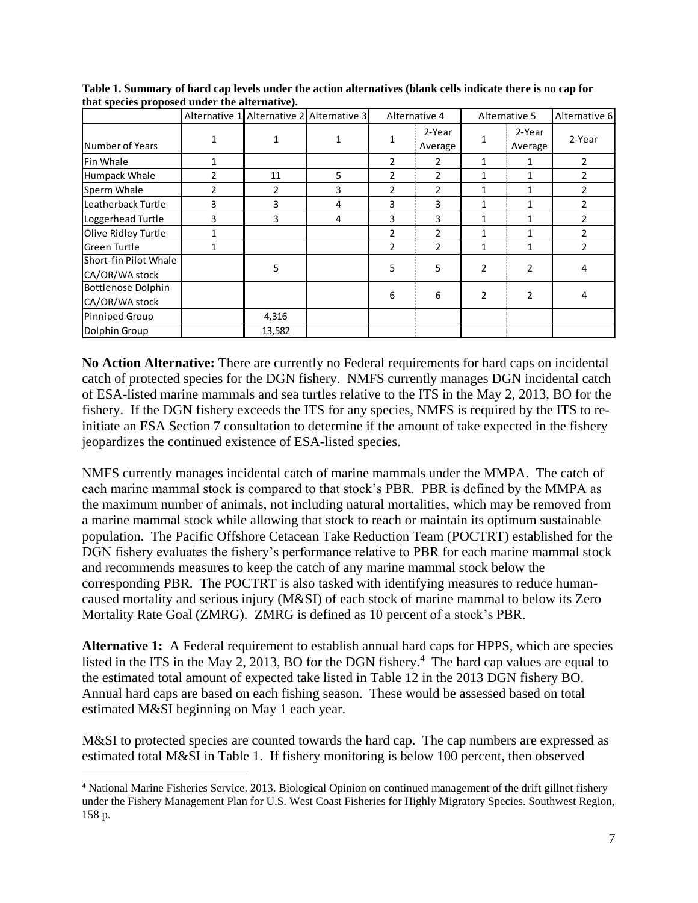**Table 1. Summary of hard cap levels under the action alternatives (blank cells indicate there is no cap for that species proposed under the alternative).**

| | Alternative 1 | Alternative 2 | Alternative 3 | Alternative 4 | | Alternative 5 | | Alternative 6 |
|---|---|---|---|---|---|---|---|---|
| Number of Years | 1 | 1 | 1 | 1 | 2-Year Average | 1 | 2-Year Average | 2-Year |
| Fin Whale | 1 | | | 2 | 2 | 1 | 1 | 2 |
| Humpack Whale | 2 | 11 | 5 | 2 | 2 | 1 | 1 | 2 |
| Sperm Whale | 2 | 2 | 3 | 2 | 2 | 1 | 1 | 2 |
| Leatherback Turtle | 3 | 3 | 4 | 3 | 3 | 1 | 1 | 2 |
| Loggerhead Turtle | 3 | 3 | 4 | 3 | 3 | 1 | 1 | 2 |
| Olive Ridley Turtle | 1 | | | 2 | 2 | 1 | 1 | 2 |
| Green Turtle | 1 | | | 2 | 2 | 1 | 1 | 2 |
| Short-fin Pilot Whale CA/OR/WA stock | | 5 | | 5 | 5 | 2 | 2 | 4 |
| Bottlenose Dolphin CA/OR/WA stock | | | | 6 | 6 | 2 | 2 | 4 |
| Pinniped Group | | 4,316 | | | | | | |
| Dolphin Group | | 13,582 | | | | | | |

**No Action Alternative:** There are currently no Federal requirements for hard caps on incidental catch of protected species for the DGN fishery. NMFS currently manages DGN incidental catch of ESA-listed marine mammals and sea turtles relative to the ITS in the May 2, 2013, BO for the fishery. If the DGN fishery exceeds the ITS for any species, NMFS is required by the ITS to re-initiate an ESA Section 7 consultation to determine if the amount of take expected in the fishery jeopardizes the continued existence of ESA-listed species.

NMFS currently manages incidental catch of marine mammals under the MMPA. The catch of each marine mammal stock is compared to that stock's PBR. PBR is defined by the MMPA as the maximum number of animals, not including natural mortalities, which may be removed from a marine mammal stock while allowing that stock to reach or maintain its optimum sustainable population. The Pacific Offshore Cetacean Take Reduction Team (POCTRT) established for the DGN fishery evaluates the fishery's performance relative to PBR for each marine mammal stock and recommends measures to keep the catch of any marine mammal stock below the corresponding PBR. The POCTRT is also tasked with identifying measures to reduce human-caused mortality and serious injury (M&SI) of each stock of marine mammal to below its Zero Mortality Rate Goal (ZMRG). ZMRG is defined as 10 percent of a stock's PBR.

**Alternative 1:** A Federal requirement to establish annual hard caps for HPPS, which are species listed in the ITS in the May 2, 2013, BO for the DGN fishery.[4] The hard cap values are equal to the estimated total amount of expected take listed in Table 12 in the 2013 DGN fishery BO. Annual hard caps are based on each fishing season. These would be assessed based on total estimated M&SI beginning on May 1 each year.

M&SI to protected species are counted towards the hard cap. The cap numbers are expressed as estimated total M&SI in Table 1. If fishery monitoring is below 100 percent, then observed

[4] National Marine Fisheries Service. 2013. Biological Opinion on continued management of the drift gillnet fishery under the Fishery Management Plan for U.S. West Coast Fisheries for Highly Migratory Species. Southwest Region, 158 p.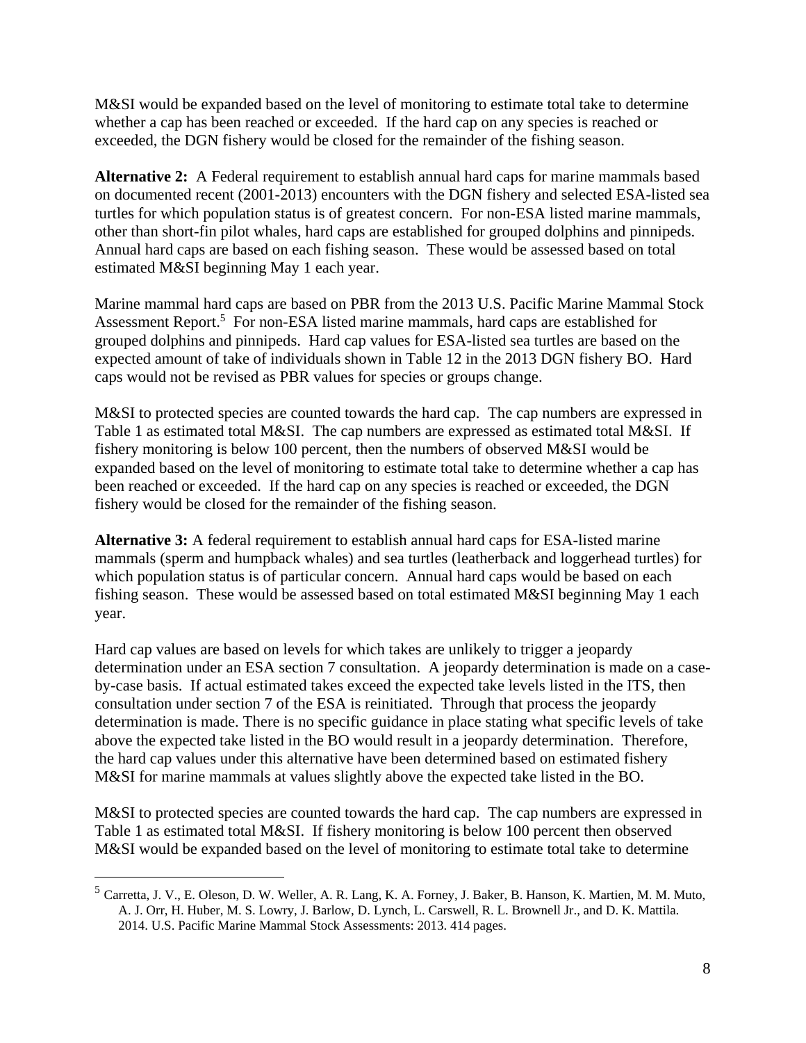M&SI would be expanded based on the level of monitoring to estimate total take to determine whether a cap has been reached or exceeded. If the hard cap on any species is reached or exceeded, the DGN fishery would be closed for the remainder of the fishing season.

**Alternative 2:** A Federal requirement to establish annual hard caps for marine mammals based on documented recent (2001-2013) encounters with the DGN fishery and selected ESA-listed sea turtles for which population status is of greatest concern. For non-ESA listed marine mammals, other than short-fin pilot whales, hard caps are established for grouped dolphins and pinnipeds. Annual hard caps are based on each fishing season. These would be assessed based on total estimated M&SI beginning May 1 each year.

Marine mammal hard caps are based on PBR from the 2013 U.S. Pacific Marine Mammal Stock Assessment Report.[5] For non-ESA listed marine mammals, hard caps are established for grouped dolphins and pinnipeds. Hard cap values for ESA-listed sea turtles are based on the expected amount of take of individuals shown in Table 12 in the 2013 DGN fishery BO. Hard caps would not be revised as PBR values for species or groups change.

M&SI to protected species are counted towards the hard cap. The cap numbers are expressed in Table 1 as estimated total M&SI. The cap numbers are expressed as estimated total M&SI. If fishery monitoring is below 100 percent, then the numbers of observed M&SI would be expanded based on the level of monitoring to estimate total take to determine whether a cap has been reached or exceeded. If the hard cap on any species is reached or exceeded, the DGN fishery would be closed for the remainder of the fishing season.

**Alternative 3:** A federal requirement to establish annual hard caps for ESA-listed marine mammals (sperm and humpback whales) and sea turtles (leatherback and loggerhead turtles) for which population status is of particular concern. Annual hard caps would be based on each fishing season. These would be assessed based on total estimated M&SI beginning May 1 each year.

Hard cap values are based on levels for which takes are unlikely to trigger a jeopardy determination under an ESA section 7 consultation. A jeopardy determination is made on a case-by-case basis. If actual estimated takes exceed the expected take levels listed in the ITS, then consultation under section 7 of the ESA is reinitiated. Through that process the jeopardy determination is made. There is no specific guidance in place stating what specific levels of take above the expected take listed in the BO would result in a jeopardy determination. Therefore, the hard cap values under this alternative have been determined based on estimated fishery M&SI for marine mammals at values slightly above the expected take listed in the BO.

M&SI to protected species are counted towards the hard cap. The cap numbers are expressed in Table 1 as estimated total M&SI. If fishery monitoring is below 100 percent then observed M&SI would be expanded based on the level of monitoring to estimate total take to determine

[5] Carretta, J. V., E. Oleson, D. W. Weller, A. R. Lang, K. A. Forney, J. Baker, B. Hanson, K. Martien, M. M. Muto, A. J. Orr, H. Huber, M. S. Lowry, J. Barlow, D. Lynch, L. Carswell, R. L. Brownell Jr., and D. K. Mattila. 2014. U.S. Pacific Marine Mammal Stock Assessments: 2013. 414 pages.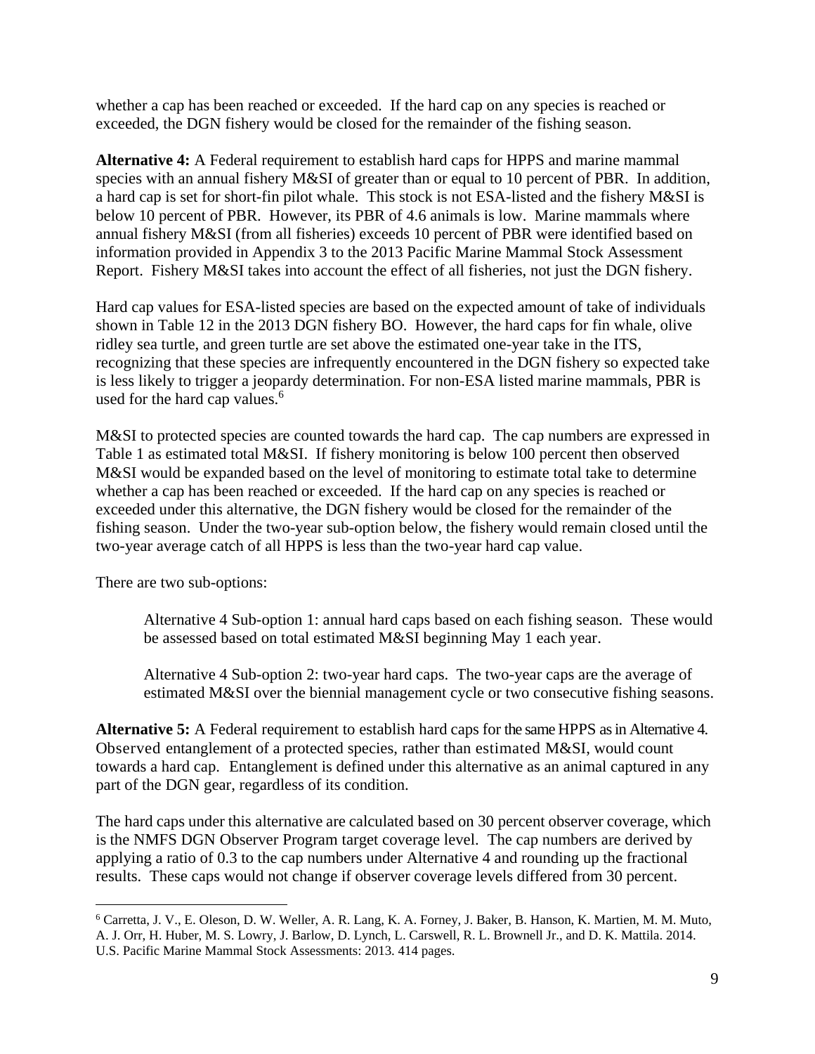whether a cap has been reached or exceeded. If the hard cap on any species is reached or exceeded, the DGN fishery would be closed for the remainder of the fishing season.

**Alternative 4:** A Federal requirement to establish hard caps for HPPS and marine mammal species with an annual fishery M&SI of greater than or equal to 10 percent of PBR. In addition, a hard cap is set for short-fin pilot whale. This stock is not ESA-listed and the fishery M&SI is below 10 percent of PBR. However, its PBR of 4.6 animals is low. Marine mammals where annual fishery M&SI (from all fisheries) exceeds 10 percent of PBR were identified based on information provided in Appendix 3 to the 2013 Pacific Marine Mammal Stock Assessment Report. Fishery M&SI takes into account the effect of all fisheries, not just the DGN fishery.

Hard cap values for ESA-listed species are based on the expected amount of take of individuals shown in Table 12 in the 2013 DGN fishery BO. However, the hard caps for fin whale, olive ridley sea turtle, and green turtle are set above the estimated one-year take in the ITS, recognizing that these species are infrequently encountered in the DGN fishery so expected take is less likely to trigger a jeopardy determination. For non-ESA listed marine mammals, PBR is used for the hard cap values.[6]

M&SI to protected species are counted towards the hard cap. The cap numbers are expressed in Table 1 as estimated total M&SI. If fishery monitoring is below 100 percent then observed M&SI would be expanded based on the level of monitoring to estimate total take to determine whether a cap has been reached or exceeded. If the hard cap on any species is reached or exceeded under this alternative, the DGN fishery would be closed for the remainder of the fishing season. Under the two-year sub-option below, the fishery would remain closed until the two-year average catch of all HPPS is less than the two-year hard cap value.

There are two sub-options:

> Alternative 4 Sub-option 1: annual hard caps based on each fishing season. These would be assessed based on total estimated M&SI beginning May 1 each year.
>
> Alternative 4 Sub-option 2: two-year hard caps. The two-year caps are the average of estimated M&SI over the biennial management cycle or two consecutive fishing seasons.

**Alternative 5:** A Federal requirement to establish hard caps for the same HPPS as in Alternative 4. Observed entanglement of a protected species, rather than estimated M&SI, would count towards a hard cap. Entanglement is defined under this alternative as an animal captured in any part of the DGN gear, regardless of its condition.

The hard caps under this alternative are calculated based on 30 percent observer coverage, which is the NMFS DGN Observer Program target coverage level. The cap numbers are derived by applying a ratio of 0.3 to the cap numbers under Alternative 4 and rounding up the fractional results. These caps would not change if observer coverage levels differed from 30 percent.

---

[6] Carretta, J. V., E. Oleson, D. W. Weller, A. R. Lang, K. A. Forney, J. Baker, B. Hanson, K. Martien, M. M. Muto, A. J. Orr, H. Huber, M. S. Lowry, J. Barlow, D. Lynch, L. Carswell, R. L. Brownell Jr., and D. K. Mattila. 2014. U.S. Pacific Marine Mammal Stock Assessments: 2013. 414 pages.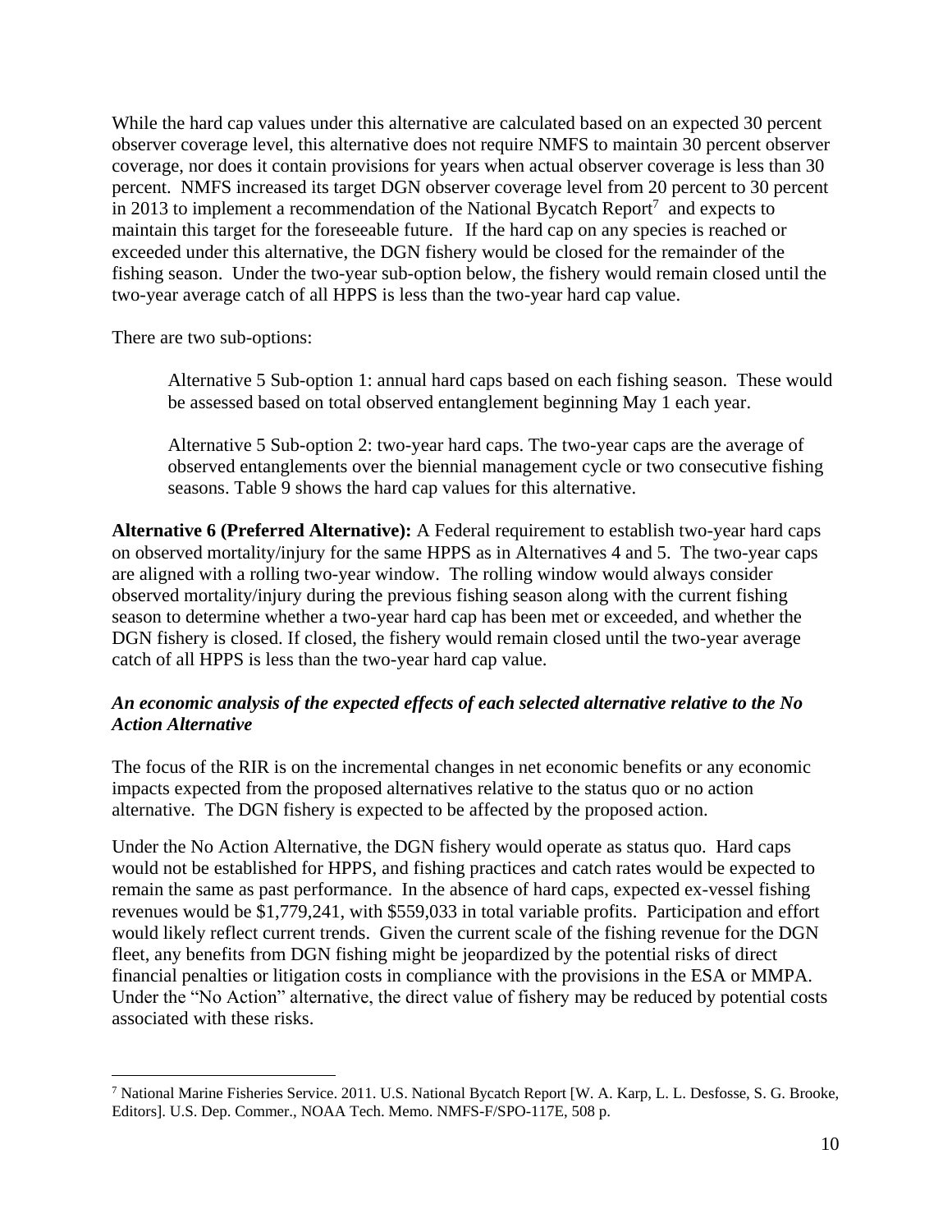While the hard cap values under this alternative are calculated based on an expected 30 percent observer coverage level, this alternative does not require NMFS to maintain 30 percent observer coverage, nor does it contain provisions for years when actual observer coverage is less than 30 percent. NMFS increased its target DGN observer coverage level from 20 percent to 30 percent in 2013 to implement a recommendation of the National Bycatch Report[7] and expects to maintain this target for the foreseeable future. If the hard cap on any species is reached or exceeded under this alternative, the DGN fishery would be closed for the remainder of the fishing season. Under the two-year sub-option below, the fishery would remain closed until the two-year average catch of all HPPS is less than the two-year hard cap value.

There are two sub-options:

> Alternative 5 Sub-option 1: annual hard caps based on each fishing season. These would be assessed based on total observed entanglement beginning May 1 each year.
>
> Alternative 5 Sub-option 2: two-year hard caps. The two-year caps are the average of observed entanglements over the biennial management cycle or two consecutive fishing seasons. Table 9 shows the hard cap values for this alternative.

**Alternative 6 (Preferred Alternative):** A Federal requirement to establish two-year hard caps on observed mortality/injury for the same HPPS as in Alternatives 4 and 5. The two-year caps are aligned with a rolling two-year window. The rolling window would always consider observed mortality/injury during the previous fishing season along with the current fishing season to determine whether a two-year hard cap has been met or exceeded, and whether the DGN fishery is closed. If closed, the fishery would remain closed until the two-year average catch of all HPPS is less than the two-year hard cap value.

***An economic analysis of the expected effects of each selected alternative relative to the No Action Alternative***

The focus of the RIR is on the incremental changes in net economic benefits or any economic impacts expected from the proposed alternatives relative to the status quo or no action alternative. The DGN fishery is expected to be affected by the proposed action.

Under the No Action Alternative, the DGN fishery would operate as status quo. Hard caps would not be established for HPPS, and fishing practices and catch rates would be expected to remain the same as past performance. In the absence of hard caps, expected ex-vessel fishing revenues would be $1,779,241, with $559,033 in total variable profits. Participation and effort would likely reflect current trends. Given the current scale of the fishing revenue for the DGN fleet, any benefits from DGN fishing might be jeopardized by the potential risks of direct financial penalties or litigation costs in compliance with the provisions in the ESA or MMPA. Under the "No Action" alternative, the direct value of fishery may be reduced by potential costs associated with these risks.

---

[7] National Marine Fisheries Service. 2011. U.S. National Bycatch Report [W. A. Karp, L. L. Desfosse, S. G. Brooke, Editors]. U.S. Dep. Commer., NOAA Tech. Memo. NMFS-F/SPO-117E, 508 p.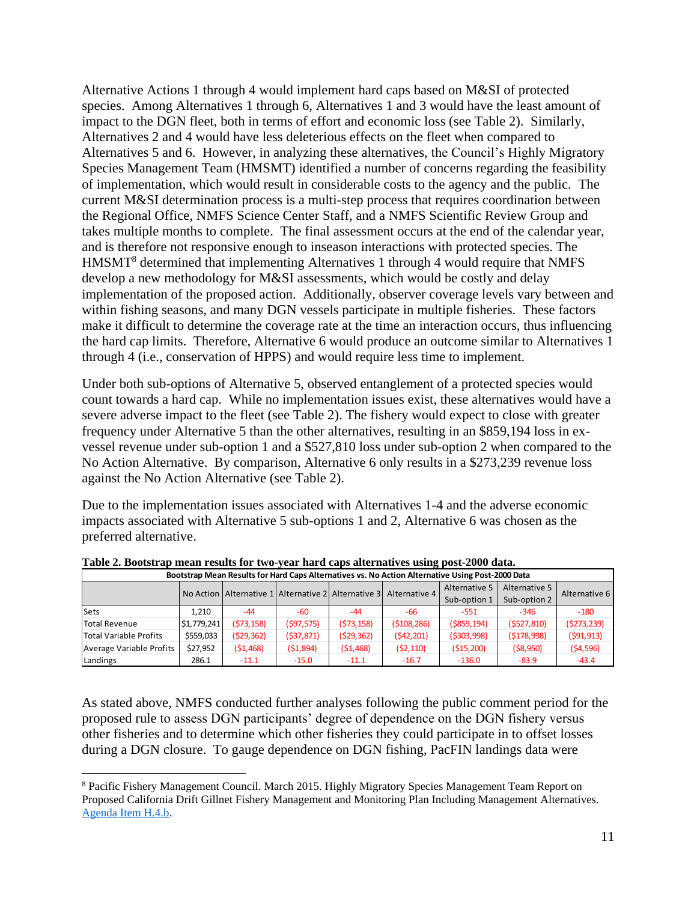Alternative Actions 1 through 4 would implement hard caps based on M&SI of protected species. Among Alternatives 1 through 6, Alternatives 1 and 3 would have the least amount of impact to the DGN fleet, both in terms of effort and economic loss (see Table 2). Similarly, Alternatives 2 and 4 would have less deleterious effects on the fleet when compared to Alternatives 5 and 6. However, in analyzing these alternatives, the Council's Highly Migratory Species Management Team (HMSMT) identified a number of concerns regarding the feasibility of implementation, which would result in considerable costs to the agency and the public. The current M&SI determination process is a multi-step process that requires coordination between the Regional Office, NMFS Science Center Staff, and a NMFS Scientific Review Group and takes multiple months to complete. The final assessment occurs at the end of the calendar year, and is therefore not responsive enough to inseason interactions with protected species. The HMSMT[8] determined that implementing Alternatives 1 through 4 would require that NMFS develop a new methodology for M&SI assessments, which would be costly and delay implementation of the proposed action. Additionally, observer coverage levels vary between and within fishing seasons, and many DGN vessels participate in multiple fisheries. These factors make it difficult to determine the coverage rate at the time an interaction occurs, thus influencing the hard cap limits. Therefore, Alternative 6 would produce an outcome similar to Alternatives 1 through 4 (i.e., conservation of HPPS) and would require less time to implement.

Under both sub-options of Alternative 5, observed entanglement of a protected species would count towards a hard cap. While no implementation issues exist, these alternatives would have a severe adverse impact to the fleet (see Table 2). The fishery would expect to close with greater frequency under Alternative 5 than the other alternatives, resulting in an $859,194 loss in ex-vessel revenue under sub-option 1 and a $527,810 loss under sub-option 2 when compared to the No Action Alternative. By comparison, Alternative 6 only results in a $273,239 revenue loss against the No Action Alternative (see Table 2).

Due to the implementation issues associated with Alternatives 1-4 and the adverse economic impacts associated with Alternative 5 sub-options 1 and 2, Alternative 6 was chosen as the preferred alternative.

**Table 2. Bootstrap mean results for two-year hard caps alternatives using post-2000 data.**

| Bootstrap Mean Results for Hard Caps Alternatives vs. No Action Alternative Using Post-2000 Data | | | | | | | | |
|---|---|---|---|---|---|---|---|---|
| | No Action | Alternative 1 | Alternative 2 | Alternative 3 | Alternative 4 | Alternative 5 Sub-option 1 | Alternative 5 Sub-option 2 | Alternative 6 |
| Sets | 1,210 | -44 | -60 | -44 | -66 | -551 | -346 | -180 |
| Total Revenue | $1,779,241 | ($73,158) | ($97,575) | ($73,158) | ($108,286) | ($859,194) | ($527,810) | ($273,239) |
| Total Variable Profits | $559,033 | ($29,362) | ($37,871) | ($29,362) | ($42,201) | ($303,998) | ($178,998) | ($91,913) |
| Average Variable Profits | $27,952 | ($1,468) | ($1,894) | ($1,468) | ($2,110) | ($15,200) | ($8,950) | ($4,596) |
| Landings | 286.1 | -11.1 | -15.0 | -11.1 | -16.7 | -136.0 | -83.9 | -43.4 |

As stated above, NMFS conducted further analyses following the public comment period for the proposed rule to assess DGN participants' degree of dependence on the DGN fishery versus other fisheries and to determine which other fisheries they could participate in to offset losses during a DGN closure. To gauge dependence on DGN fishing, PacFIN landings data were

[8] Pacific Fishery Management Council. March 2015. Highly Migratory Species Management Team Report on Proposed California Drift Gillnet Fishery Management and Monitoring Plan Including Management Alternatives. Agenda Item H.4.b.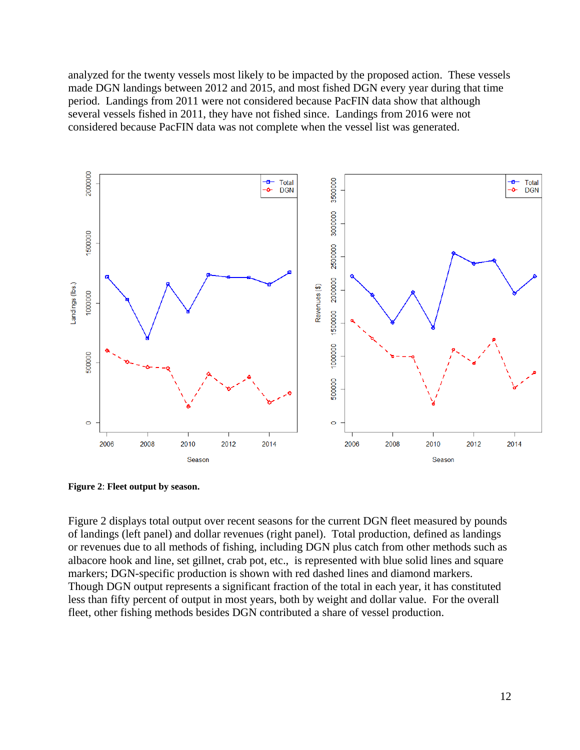analyzed for the twenty vessels most likely to be impacted by the proposed action. These vessels made DGN landings between 2012 and 2015, and most fished DGN every year during that time period. Landings from 2011 were not considered because PacFIN data show that although several vessels fished in 2011, they have not fished since. Landings from 2016 were not considered because PacFIN data was not complete when the vessel list was generated.

**Figure 2**: **Fleet output by season.**

Figure 2 displays total output over recent seasons for the current DGN fleet measured by pounds of landings (left panel) and dollar revenues (right panel). Total production, defined as landings or revenues due to all methods of fishing, including DGN plus catch from other methods such as albacore hook and line, set gillnet, crab pot, etc., is represented with blue solid lines and square markers; DGN-specific production is shown with red dashed lines and diamond markers. Though DGN output represents a significant fraction of the total in each year, it has constituted less than fifty percent of output in most years, both by weight and dollar value. For the overall fleet, other fishing methods besides DGN contributed a share of vessel production.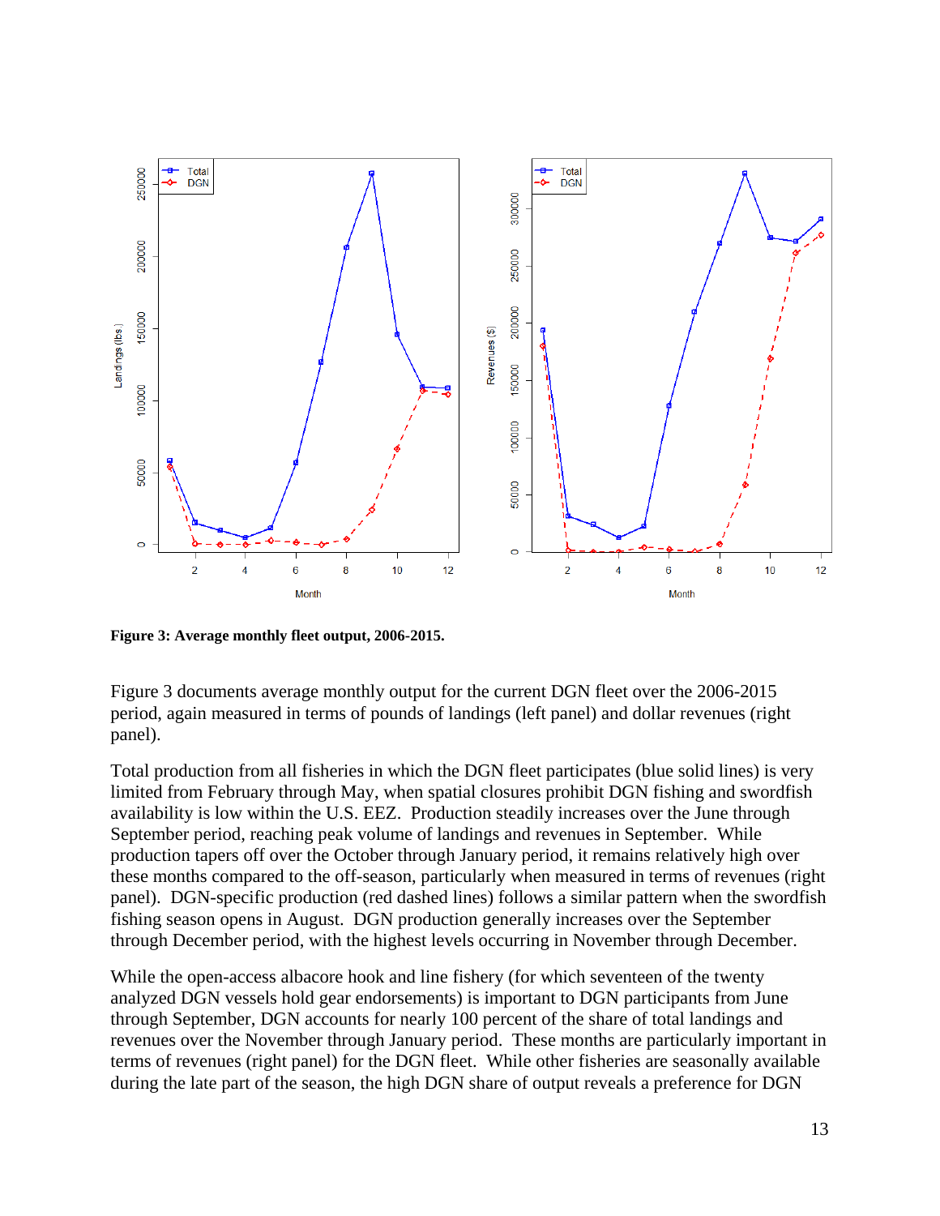**Figure 3: Average monthly fleet output, 2006-2015.**

Figure 3 documents average monthly output for the current DGN fleet over the 2006-2015 period, again measured in terms of pounds of landings (left panel) and dollar revenues (right panel).

Total production from all fisheries in which the DGN fleet participates (blue solid lines) is very limited from February through May, when spatial closures prohibit DGN fishing and swordfish availability is low within the U.S. EEZ. Production steadily increases over the June through September period, reaching peak volume of landings and revenues in September. While production tapers off over the October through January period, it remains relatively high over these months compared to the off-season, particularly when measured in terms of revenues (right panel). DGN-specific production (red dashed lines) follows a similar pattern when the swordfish fishing season opens in August. DGN production generally increases over the September through December period, with the highest levels occurring in November through December.

While the open-access albacore hook and line fishery (for which seventeen of the twenty analyzed DGN vessels hold gear endorsements) is important to DGN participants from June through September, DGN accounts for nearly 100 percent of the share of total landings and revenues over the November through January period. These months are particularly important in terms of revenues (right panel) for the DGN fleet. While other fisheries are seasonally available during the late part of the season, the high DGN share of output reveals a preference for DGN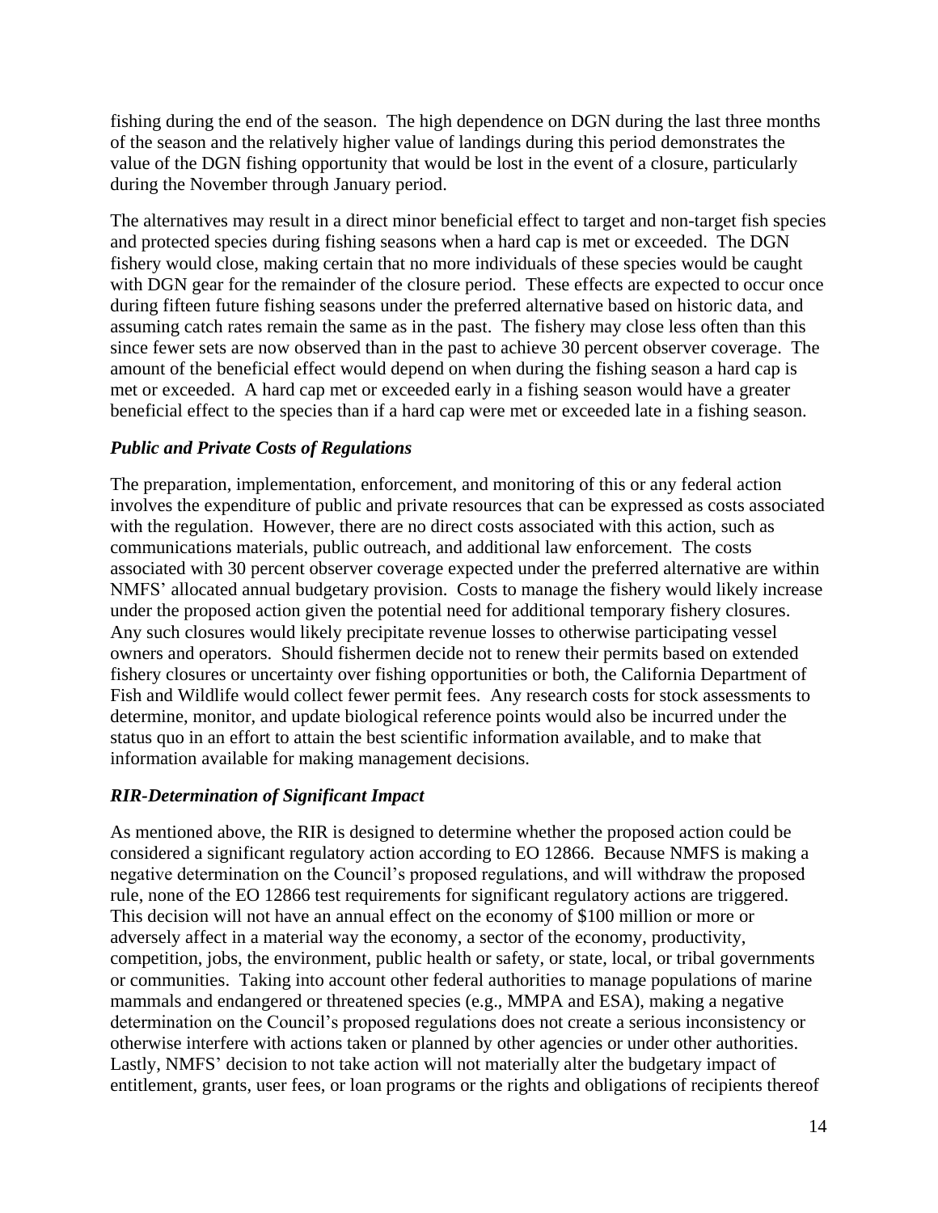fishing during the end of the season. The high dependence on DGN during the last three months of the season and the relatively higher value of landings during this period demonstrates the value of the DGN fishing opportunity that would be lost in the event of a closure, particularly during the November through January period.

The alternatives may result in a direct minor beneficial effect to target and non-target fish species and protected species during fishing seasons when a hard cap is met or exceeded. The DGN fishery would close, making certain that no more individuals of these species would be caught with DGN gear for the remainder of the closure period. These effects are expected to occur once during fifteen future fishing seasons under the preferred alternative based on historic data, and assuming catch rates remain the same as in the past. The fishery may close less often than this since fewer sets are now observed than in the past to achieve 30 percent observer coverage. The amount of the beneficial effect would depend on when during the fishing season a hard cap is met or exceeded. A hard cap met or exceeded early in a fishing season would have a greater beneficial effect to the species than if a hard cap were met or exceeded late in a fishing season.

### *Public and Private Costs of Regulations*

The preparation, implementation, enforcement, and monitoring of this or any federal action involves the expenditure of public and private resources that can be expressed as costs associated with the regulation. However, there are no direct costs associated with this action, such as communications materials, public outreach, and additional law enforcement. The costs associated with 30 percent observer coverage expected under the preferred alternative are within NMFS' allocated annual budgetary provision. Costs to manage the fishery would likely increase under the proposed action given the potential need for additional temporary fishery closures. Any such closures would likely precipitate revenue losses to otherwise participating vessel owners and operators. Should fishermen decide not to renew their permits based on extended fishery closures or uncertainty over fishing opportunities or both, the California Department of Fish and Wildlife would collect fewer permit fees. Any research costs for stock assessments to determine, monitor, and update biological reference points would also be incurred under the status quo in an effort to attain the best scientific information available, and to make that information available for making management decisions.

### *RIR-Determination of Significant Impact*

As mentioned above, the RIR is designed to determine whether the proposed action could be considered a significant regulatory action according to EO 12866. Because NMFS is making a negative determination on the Council's proposed regulations, and will withdraw the proposed rule, none of the EO 12866 test requirements for significant regulatory actions are triggered. This decision will not have an annual effect on the economy of $100 million or more or adversely affect in a material way the economy, a sector of the economy, productivity, competition, jobs, the environment, public health or safety, or state, local, or tribal governments or communities. Taking into account other federal authorities to manage populations of marine mammals and endangered or threatened species (e.g., MMPA and ESA), making a negative determination on the Council's proposed regulations does not create a serious inconsistency or otherwise interfere with actions taken or planned by other agencies or under other authorities. Lastly, NMFS' decision to not take action will not materially alter the budgetary impact of entitlement, grants, user fees, or loan programs or the rights and obligations of recipients thereof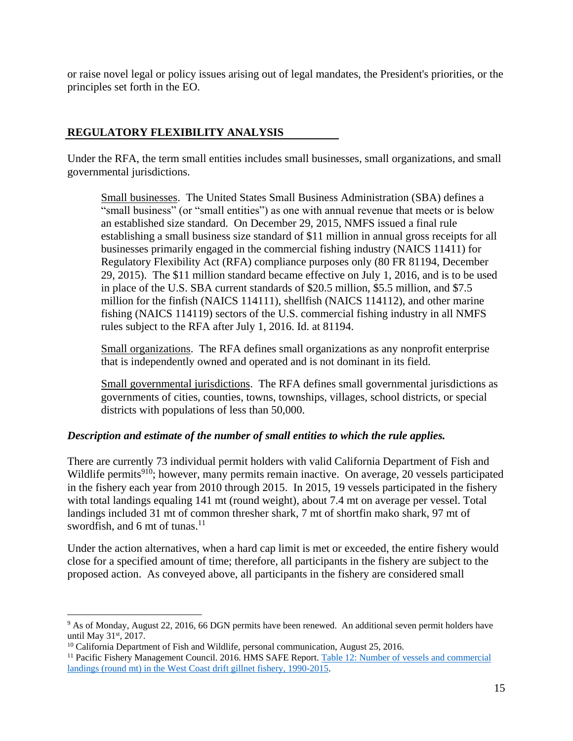or raise novel legal or policy issues arising out of legal mandates, the President's priorities, or the principles set forth in the EO.

## REGULATORY FLEXIBILITY ANALYSIS

Under the RFA, the term small entities includes small businesses, small organizations, and small governmental jurisdictions.

> Small businesses. The United States Small Business Administration (SBA) defines a "small business" (or "small entities") as one with annual revenue that meets or is below an established size standard. On December 29, 2015, NMFS issued a final rule establishing a small business size standard of $11 million in annual gross receipts for all businesses primarily engaged in the commercial fishing industry (NAICS 11411) for Regulatory Flexibility Act (RFA) compliance purposes only (80 FR 81194, December 29, 2015). The $11 million standard became effective on July 1, 2016, and is to be used in place of the U.S. SBA current standards of $20.5 million, $5.5 million, and $7.5 million for the finfish (NAICS 114111), shellfish (NAICS 114112), and other marine fishing (NAICS 114119) sectors of the U.S. commercial fishing industry in all NMFS rules subject to the RFA after July 1, 2016. Id. at 81194.
>
> Small organizations. The RFA defines small organizations as any nonprofit enterprise that is independently owned and operated and is not dominant in its field.
>
> Small governmental jurisdictions. The RFA defines small governmental jurisdictions as governments of cities, counties, towns, townships, villages, school districts, or special districts with populations of less than 50,000.

### *Description and estimate of the number of small entities to which the rule applies.*

There are currently 73 individual permit holders with valid California Department of Fish and Wildlife permits[9][10]; however, many permits remain inactive. On average, 20 vessels participated in the fishery each year from 2010 through 2015. In 2015, 19 vessels participated in the fishery with total landings equaling 141 mt (round weight), about 7.4 mt on average per vessel. Total landings included 31 mt of common thresher shark, 7 mt of shortfin mako shark, 97 mt of swordfish, and 6 mt of tunas.[11]

Under the action alternatives, when a hard cap limit is met or exceeded, the entire fishery would close for a specified amount of time; therefore, all participants in the fishery are subject to the proposed action. As conveyed above, all participants in the fishery are considered small

---

[9] As of Monday, August 22, 2016, 66 DGN permits have been renewed. An additional seven permit holders have until May 31st, 2017.

[10] California Department of Fish and Wildlife, personal communication, August 25, 2016.

[11] Pacific Fishery Management Council. 2016. HMS SAFE Report. Table 12: Number of vessels and commercial landings (round mt) in the West Coast drift gillnet fishery, 1990-2015.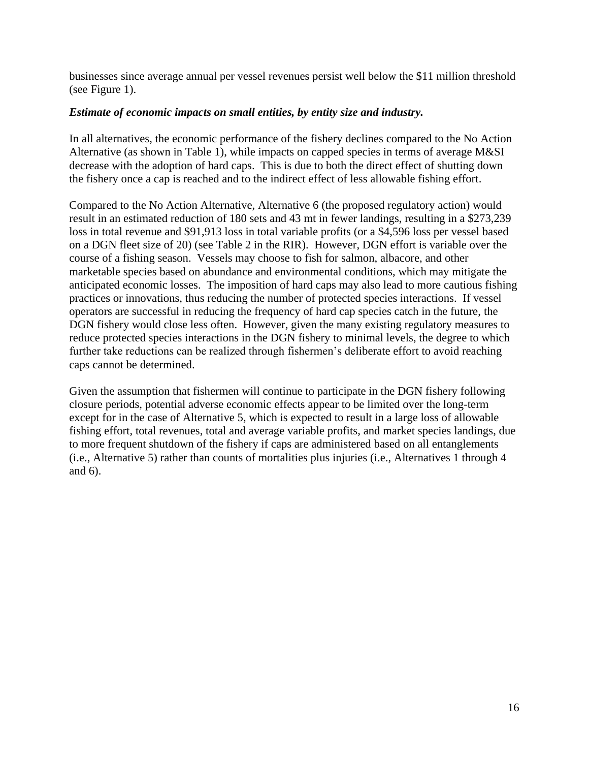businesses since average annual per vessel revenues persist well below the $11 million threshold (see Figure 1).

***Estimate of economic impacts on small entities, by entity size and industry.***

In all alternatives, the economic performance of the fishery declines compared to the No Action Alternative (as shown in Table 1), while impacts on capped species in terms of average M&SI decrease with the adoption of hard caps. This is due to both the direct effect of shutting down the fishery once a cap is reached and to the indirect effect of less allowable fishing effort.

Compared to the No Action Alternative, Alternative 6 (the proposed regulatory action) would result in an estimated reduction of 180 sets and 43 mt in fewer landings, resulting in a $273,239 loss in total revenue and $91,913 loss in total variable profits (or a $4,596 loss per vessel based on a DGN fleet size of 20) (see Table 2 in the RIR). However, DGN effort is variable over the course of a fishing season. Vessels may choose to fish for salmon, albacore, and other marketable species based on abundance and environmental conditions, which may mitigate the anticipated economic losses. The imposition of hard caps may also lead to more cautious fishing practices or innovations, thus reducing the number of protected species interactions. If vessel operators are successful in reducing the frequency of hard cap species catch in the future, the DGN fishery would close less often. However, given the many existing regulatory measures to reduce protected species interactions in the DGN fishery to minimal levels, the degree to which further take reductions can be realized through fishermen's deliberate effort to avoid reaching caps cannot be determined.

Given the assumption that fishermen will continue to participate in the DGN fishery following closure periods, potential adverse economic effects appear to be limited over the long-term except for in the case of Alternative 5, which is expected to result in a large loss of allowable fishing effort, total revenues, total and average variable profits, and market species landings, due to more frequent shutdown of the fishery if caps are administered based on all entanglements (i.e., Alternative 5) rather than counts of mortalities plus injuries (i.e., Alternatives 1 through 4 and 6).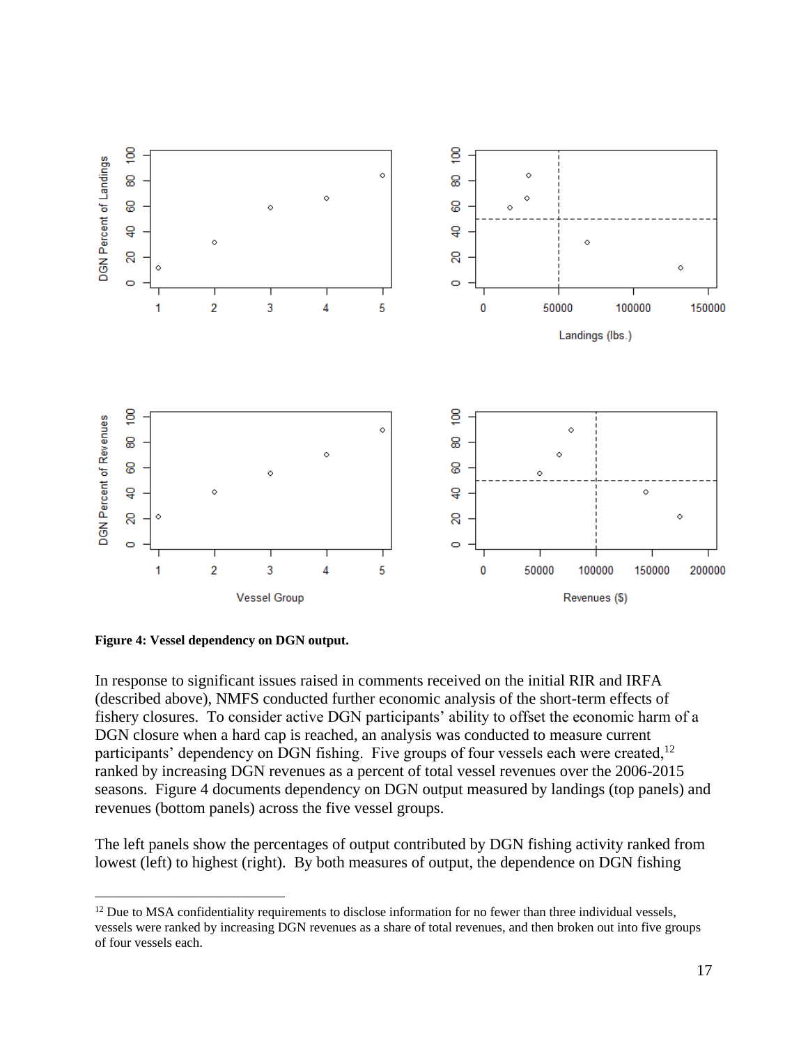**Figure 4: Vessel dependency on DGN output.**

In response to significant issues raised in comments received on the initial RIR and IRFA (described above), NMFS conducted further economic analysis of the short-term effects of fishery closures. To consider active DGN participants' ability to offset the economic harm of a DGN closure when a hard cap is reached, an analysis was conducted to measure current participants' dependency on DGN fishing. Five groups of four vessels each were created,[12] ranked by increasing DGN revenues as a percent of total vessel revenues over the 2006-2015 seasons. Figure 4 documents dependency on DGN output measured by landings (top panels) and revenues (bottom panels) across the five vessel groups.

The left panels show the percentages of output contributed by DGN fishing activity ranked from lowest (left) to highest (right). By both measures of output, the dependence on DGN fishing

[12] Due to MSA confidentiality requirements to disclose information for no fewer than three individual vessels, vessels were ranked by increasing DGN revenues as a share of total revenues, and then broken out into five groups of four vessels each.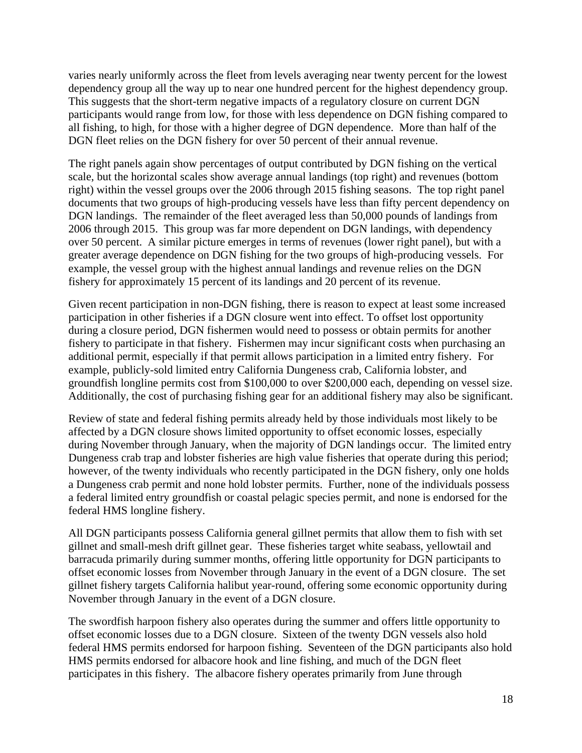varies nearly uniformly across the fleet from levels averaging near twenty percent for the lowest dependency group all the way up to near one hundred percent for the highest dependency group. This suggests that the short-term negative impacts of a regulatory closure on current DGN participants would range from low, for those with less dependence on DGN fishing compared to all fishing, to high, for those with a higher degree of DGN dependence. More than half of the DGN fleet relies on the DGN fishery for over 50 percent of their annual revenue.

The right panels again show percentages of output contributed by DGN fishing on the vertical scale, but the horizontal scales show average annual landings (top right) and revenues (bottom right) within the vessel groups over the 2006 through 2015 fishing seasons. The top right panel documents that two groups of high-producing vessels have less than fifty percent dependency on DGN landings. The remainder of the fleet averaged less than 50,000 pounds of landings from 2006 through 2015. This group was far more dependent on DGN landings, with dependency over 50 percent. A similar picture emerges in terms of revenues (lower right panel), but with a greater average dependence on DGN fishing for the two groups of high-producing vessels. For example, the vessel group with the highest annual landings and revenue relies on the DGN fishery for approximately 15 percent of its landings and 20 percent of its revenue.

Given recent participation in non-DGN fishing, there is reason to expect at least some increased participation in other fisheries if a DGN closure went into effect. To offset lost opportunity during a closure period, DGN fishermen would need to possess or obtain permits for another fishery to participate in that fishery. Fishermen may incur significant costs when purchasing an additional permit, especially if that permit allows participation in a limited entry fishery. For example, publicly-sold limited entry California Dungeness crab, California lobster, and groundfish longline permits cost from $100,000 to over $200,000 each, depending on vessel size. Additionally, the cost of purchasing fishing gear for an additional fishery may also be significant.

Review of state and federal fishing permits already held by those individuals most likely to be affected by a DGN closure shows limited opportunity to offset economic losses, especially during November through January, when the majority of DGN landings occur. The limited entry Dungeness crab trap and lobster fisheries are high value fisheries that operate during this period; however, of the twenty individuals who recently participated in the DGN fishery, only one holds a Dungeness crab permit and none hold lobster permits. Further, none of the individuals possess a federal limited entry groundfish or coastal pelagic species permit, and none is endorsed for the federal HMS longline fishery.

All DGN participants possess California general gillnet permits that allow them to fish with set gillnet and small-mesh drift gillnet gear. These fisheries target white seabass, yellowtail and barracuda primarily during summer months, offering little opportunity for DGN participants to offset economic losses from November through January in the event of a DGN closure. The set gillnet fishery targets California halibut year-round, offering some economic opportunity during November through January in the event of a DGN closure.

The swordfish harpoon fishery also operates during the summer and offers little opportunity to offset economic losses due to a DGN closure. Sixteen of the twenty DGN vessels also hold federal HMS permits endorsed for harpoon fishing. Seventeen of the DGN participants also hold HMS permits endorsed for albacore hook and line fishing, and much of the DGN fleet participates in this fishery. The albacore fishery operates primarily from June through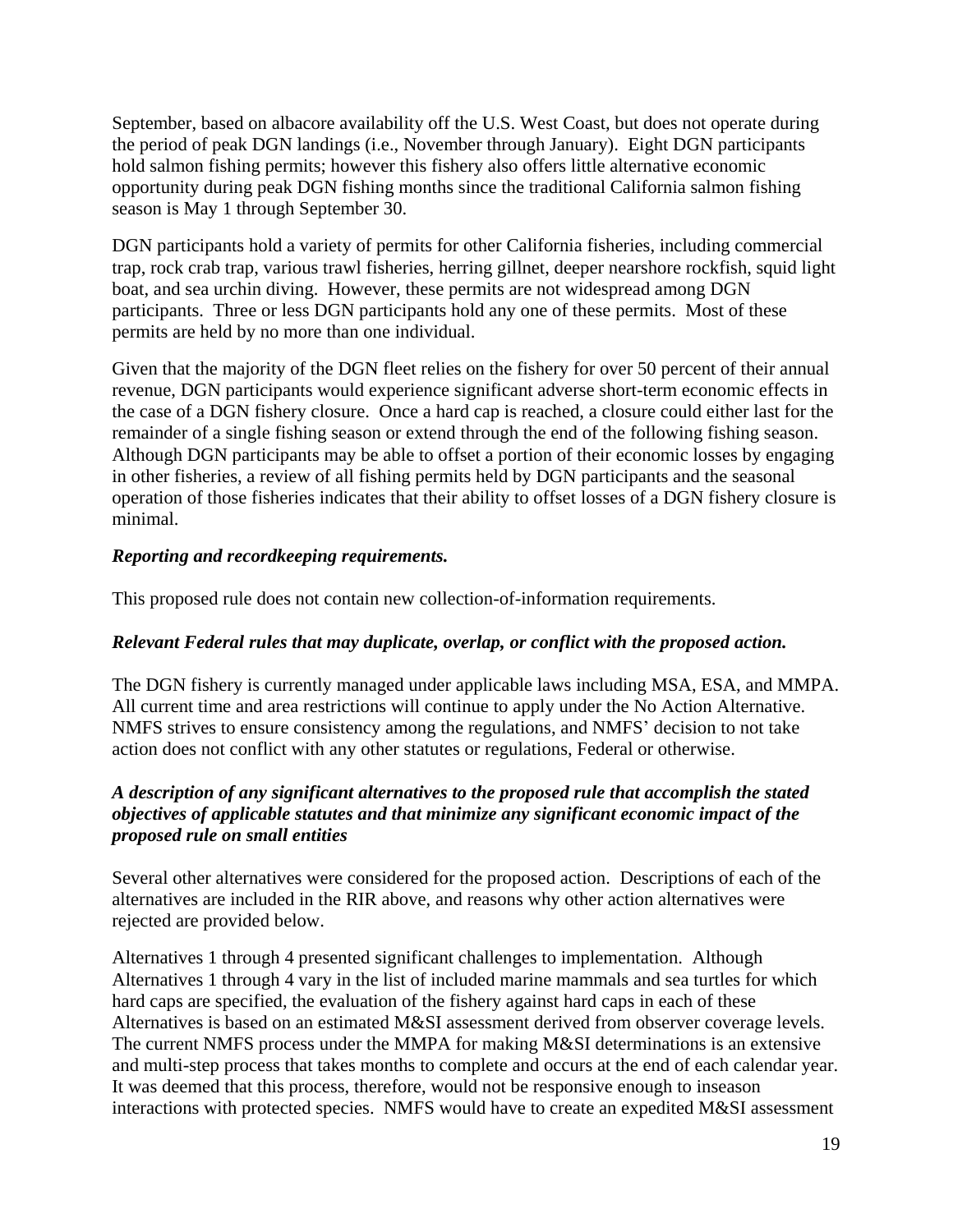September, based on albacore availability off the U.S. West Coast, but does not operate during the period of peak DGN landings (i.e., November through January). Eight DGN participants hold salmon fishing permits; however this fishery also offers little alternative economic opportunity during peak DGN fishing months since the traditional California salmon fishing season is May 1 through September 30.

DGN participants hold a variety of permits for other California fisheries, including commercial trap, rock crab trap, various trawl fisheries, herring gillnet, deeper nearshore rockfish, squid light boat, and sea urchin diving. However, these permits are not widespread among DGN participants. Three or less DGN participants hold any one of these permits. Most of these permits are held by no more than one individual.

Given that the majority of the DGN fleet relies on the fishery for over 50 percent of their annual revenue, DGN participants would experience significant adverse short-term economic effects in the case of a DGN fishery closure. Once a hard cap is reached, a closure could either last for the remainder of a single fishing season or extend through the end of the following fishing season. Although DGN participants may be able to offset a portion of their economic losses by engaging in other fisheries, a review of all fishing permits held by DGN participants and the seasonal operation of those fisheries indicates that their ability to offset losses of a DGN fishery closure is minimal.

***Reporting and recordkeeping requirements.***

This proposed rule does not contain new collection-of-information requirements.

***Relevant Federal rules that may duplicate, overlap, or conflict with the proposed action.***

The DGN fishery is currently managed under applicable laws including MSA, ESA, and MMPA. All current time and area restrictions will continue to apply under the No Action Alternative. NMFS strives to ensure consistency among the regulations, and NMFS' decision to not take action does not conflict with any other statutes or regulations, Federal or otherwise.

***A description of any significant alternatives to the proposed rule that accomplish the stated objectives of applicable statutes and that minimize any significant economic impact of the proposed rule on small entities***

Several other alternatives were considered for the proposed action. Descriptions of each of the alternatives are included in the RIR above, and reasons why other action alternatives were rejected are provided below.

Alternatives 1 through 4 presented significant challenges to implementation. Although Alternatives 1 through 4 vary in the list of included marine mammals and sea turtles for which hard caps are specified, the evaluation of the fishery against hard caps in each of these Alternatives is based on an estimated M&SI assessment derived from observer coverage levels. The current NMFS process under the MMPA for making M&SI determinations is an extensive and multi-step process that takes months to complete and occurs at the end of each calendar year. It was deemed that this process, therefore, would not be responsive enough to inseason interactions with protected species. NMFS would have to create an expedited M&SI assessment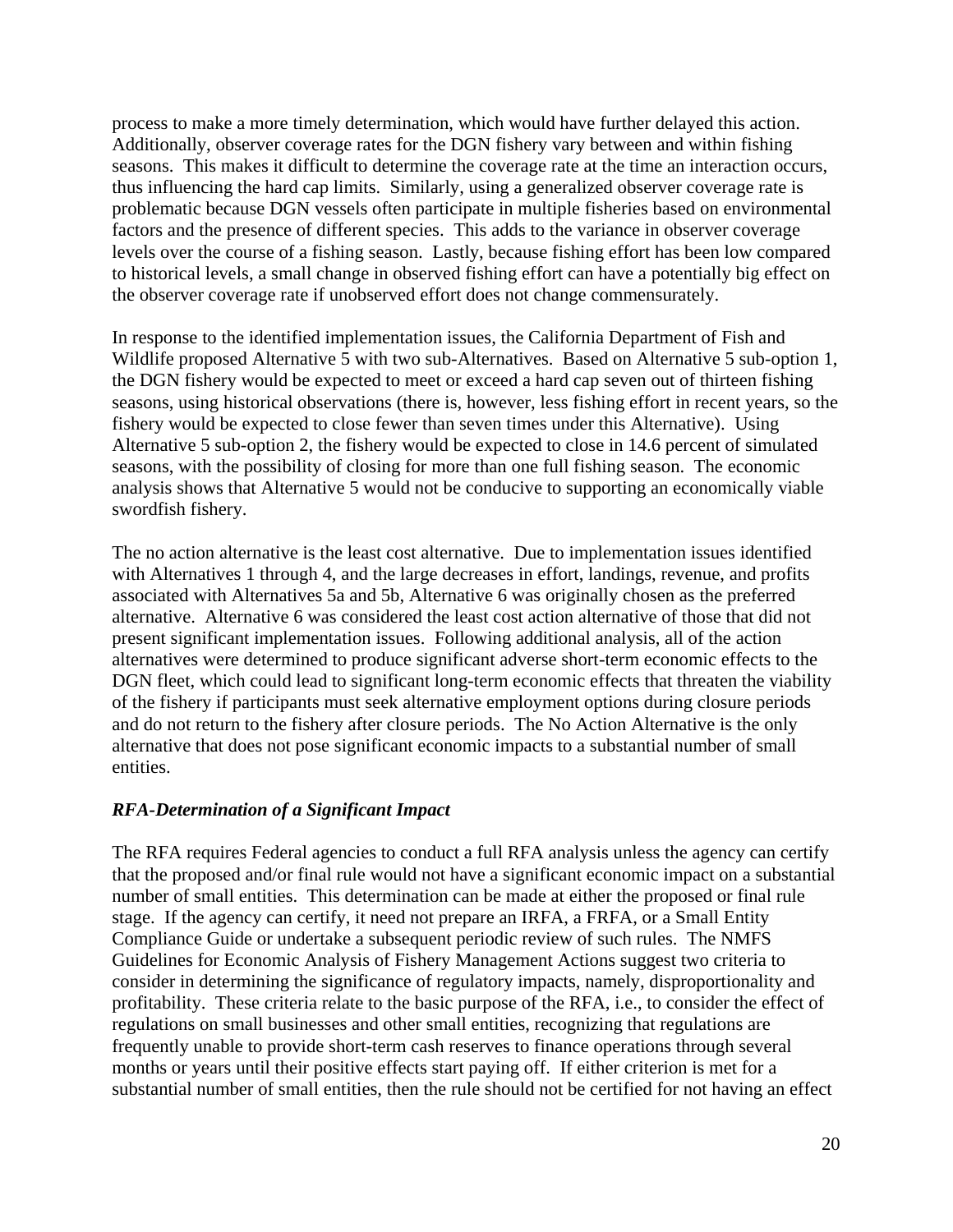process to make a more timely determination, which would have further delayed this action. Additionally, observer coverage rates for the DGN fishery vary between and within fishing seasons. This makes it difficult to determine the coverage rate at the time an interaction occurs, thus influencing the hard cap limits. Similarly, using a generalized observer coverage rate is problematic because DGN vessels often participate in multiple fisheries based on environmental factors and the presence of different species. This adds to the variance in observer coverage levels over the course of a fishing season. Lastly, because fishing effort has been low compared to historical levels, a small change in observed fishing effort can have a potentially big effect on the observer coverage rate if unobserved effort does not change commensurately.

In response to the identified implementation issues, the California Department of Fish and Wildlife proposed Alternative 5 with two sub-Alternatives. Based on Alternative 5 sub-option 1, the DGN fishery would be expected to meet or exceed a hard cap seven out of thirteen fishing seasons, using historical observations (there is, however, less fishing effort in recent years, so the fishery would be expected to close fewer than seven times under this Alternative). Using Alternative 5 sub-option 2, the fishery would be expected to close in 14.6 percent of simulated seasons, with the possibility of closing for more than one full fishing season. The economic analysis shows that Alternative 5 would not be conducive to supporting an economically viable swordfish fishery.

The no action alternative is the least cost alternative. Due to implementation issues identified with Alternatives 1 through 4, and the large decreases in effort, landings, revenue, and profits associated with Alternatives 5a and 5b, Alternative 6 was originally chosen as the preferred alternative. Alternative 6 was considered the least cost action alternative of those that did not present significant implementation issues. Following additional analysis, all of the action alternatives were determined to produce significant adverse short-term economic effects to the DGN fleet, which could lead to significant long-term economic effects that threaten the viability of the fishery if participants must seek alternative employment options during closure periods and do not return to the fishery after closure periods. The No Action Alternative is the only alternative that does not pose significant economic impacts to a substantial number of small entities.

### *RFA-Determination of a Significant Impact*

The RFA requires Federal agencies to conduct a full RFA analysis unless the agency can certify that the proposed and/or final rule would not have a significant economic impact on a substantial number of small entities. This determination can be made at either the proposed or final rule stage. If the agency can certify, it need not prepare an IRFA, a FRFA, or a Small Entity Compliance Guide or undertake a subsequent periodic review of such rules. The NMFS Guidelines for Economic Analysis of Fishery Management Actions suggest two criteria to consider in determining the significance of regulatory impacts, namely, disproportionality and profitability. These criteria relate to the basic purpose of the RFA, i.e., to consider the effect of regulations on small businesses and other small entities, recognizing that regulations are frequently unable to provide short-term cash reserves to finance operations through several months or years until their positive effects start paying off. If either criterion is met for a substantial number of small entities, then the rule should not be certified for not having an effect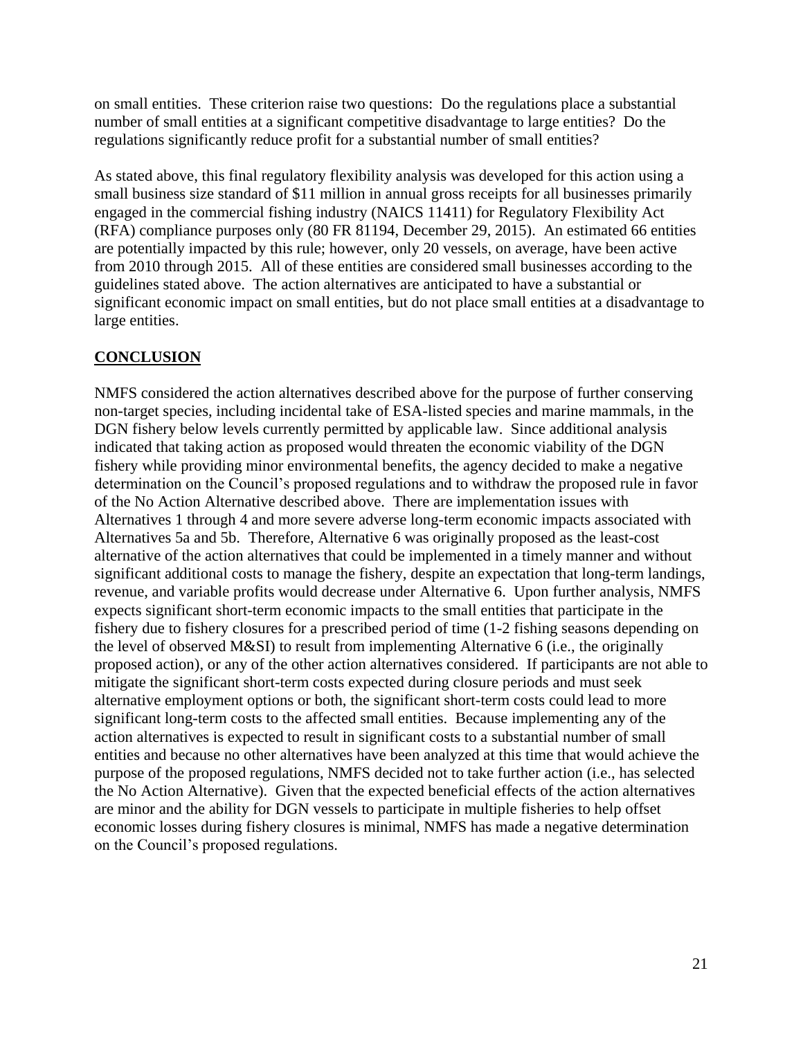on small entities. These criterion raise two questions: Do the regulations place a substantial number of small entities at a significant competitive disadvantage to large entities? Do the regulations significantly reduce profit for a substantial number of small entities?

As stated above, this final regulatory flexibility analysis was developed for this action using a small business size standard of $11 million in annual gross receipts for all businesses primarily engaged in the commercial fishing industry (NAICS 11411) for Regulatory Flexibility Act (RFA) compliance purposes only (80 FR 81194, December 29, 2015). An estimated 66 entities are potentially impacted by this rule; however, only 20 vessels, on average, have been active from 2010 through 2015. All of these entities are considered small businesses according to the guidelines stated above. The action alternatives are anticipated to have a substantial or significant economic impact on small entities, but do not place small entities at a disadvantage to large entities.

## **CONCLUSION**

NMFS considered the action alternatives described above for the purpose of further conserving non-target species, including incidental take of ESA-listed species and marine mammals, in the DGN fishery below levels currently permitted by applicable law. Since additional analysis indicated that taking action as proposed would threaten the economic viability of the DGN fishery while providing minor environmental benefits, the agency decided to make a negative determination on the Council's proposed regulations and to withdraw the proposed rule in favor of the No Action Alternative described above. There are implementation issues with Alternatives 1 through 4 and more severe adverse long-term economic impacts associated with Alternatives 5a and 5b. Therefore, Alternative 6 was originally proposed as the least-cost alternative of the action alternatives that could be implemented in a timely manner and without significant additional costs to manage the fishery, despite an expectation that long-term landings, revenue, and variable profits would decrease under Alternative 6. Upon further analysis, NMFS expects significant short-term economic impacts to the small entities that participate in the fishery due to fishery closures for a prescribed period of time (1-2 fishing seasons depending on the level of observed M&SI) to result from implementing Alternative 6 (i.e., the originally proposed action), or any of the other action alternatives considered. If participants are not able to mitigate the significant short-term costs expected during closure periods and must seek alternative employment options or both, the significant short-term costs could lead to more significant long-term costs to the affected small entities. Because implementing any of the action alternatives is expected to result in significant costs to a substantial number of small entities and because no other alternatives have been analyzed at this time that would achieve the purpose of the proposed regulations, NMFS decided not to take further action (i.e., has selected the No Action Alternative). Given that the expected beneficial effects of the action alternatives are minor and the ability for DGN vessels to participate in multiple fisheries to help offset economic losses during fishery closures is minimal, NMFS has made a negative determination on the Council's proposed regulations.